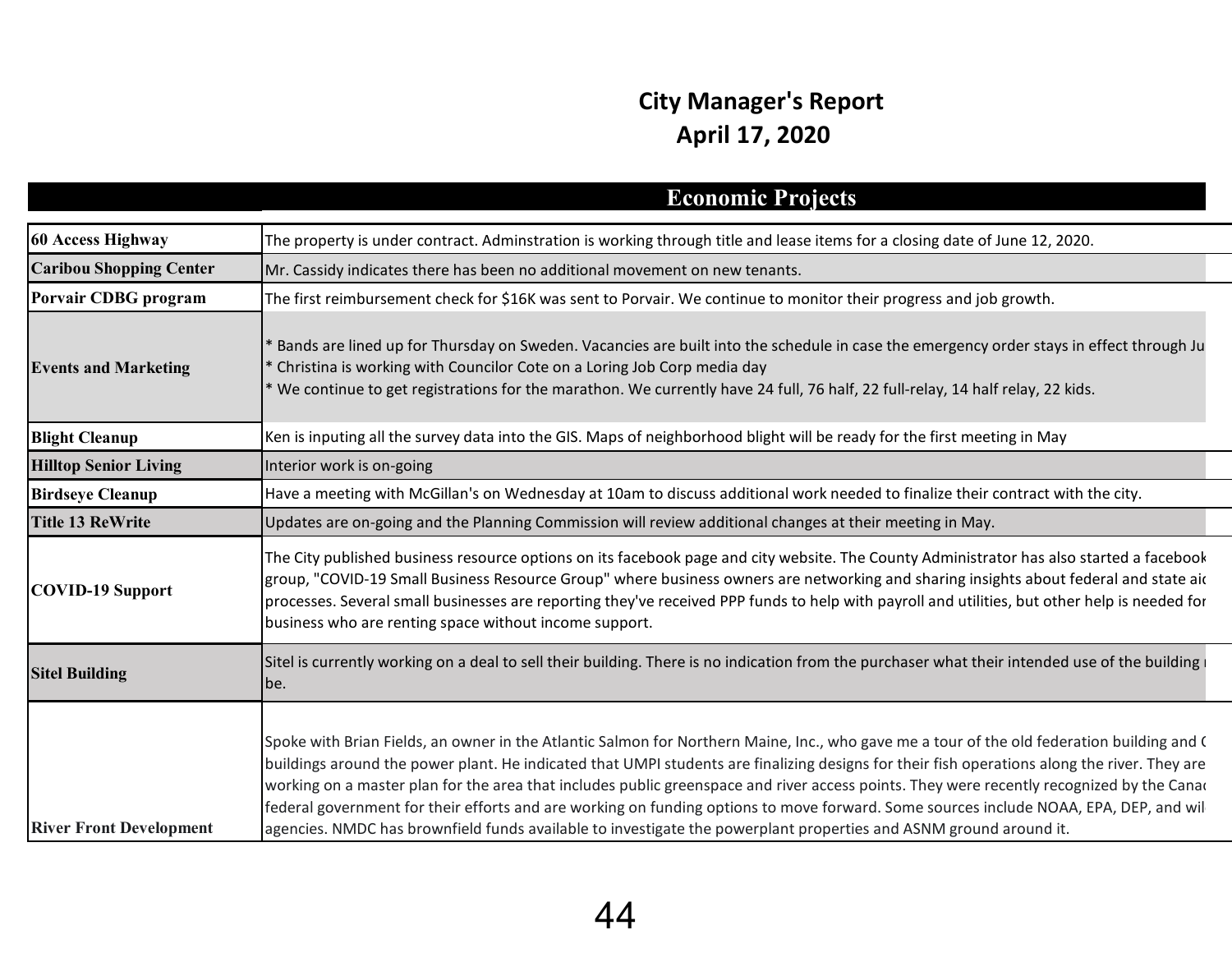# City Manager's Report
## April 17, 2020

| Economic Projects | |
|---|---|
| **60 Access Highway** | The property is under contract. Adminstration is working through title and lease items for a closing date of June 12, 2020. |
| **Caribou Shopping Center** | Mr. Cassidy indicates there has been no additional movement on new tenants. |
| **Porvair CDBG program** | The first reimbursement check for $16K was sent to Porvair. We continue to monitor their progress and job growth. |
| **Events and Marketing** | * Bands are lined up for Thursday on Sweden. Vacancies are built into the schedule in case the emergency order stays in effect through Ju<br>* Christina is working with Councilor Cote on a Loring Job Corp media day<br>* We continue to get registrations for the marathon. We currently have 24 full, 76 half, 22 full-relay, 14 half relay, 22 kids. |
| **Blight Cleanup** | Ken is inputing all the survey data into the GIS. Maps of neighborhood blight will be ready for the first meeting in May |
| **Hilltop Senior Living** | Interior work is on-going |
| **Birdseye Cleanup** | Have a meeting with McGillan's on Wednesday at 10am to discuss additional work needed to finalize their contract with the city. |
| **Title 13 ReWrite** | Updates are on-going and the Planning Commission will review additional changes at their meeting in May. |
| **COVID-19 Support** | The City published business resource options on its facebook page and city website. The County Administrator has also started a facebook group, "COVID-19 Small Business Resource Group" where business owners are networking and sharing insights about federal and state aid processes. Several small businesses are reporting they've received PPP funds to help with payroll and utilities, but other help is needed for business who are renting space without income support. |
| **Sitel Building** | Sitel is currently working on a deal to sell their building. There is no indication from the purchaser what their intended use of the building be. |
| **River Front Development** | Spoke with Brian Fields, an owner in the Atlantic Salmon for Northern Maine, Inc., who gave me a tour of the old federation building and ( buildings around the power plant. He indicated that UMPI students are finalizing designs for their fish operations along the river. They are working on a master plan for the area that includes public greenspace and river access points. They were recently recognized by the Canad federal government for their efforts and are working on funding options to move forward. Some sources include NOAA, EPA, DEP, and wil agencies. NMDC has brownfield funds available to investigate the powerplant properties and ASNM ground around it. |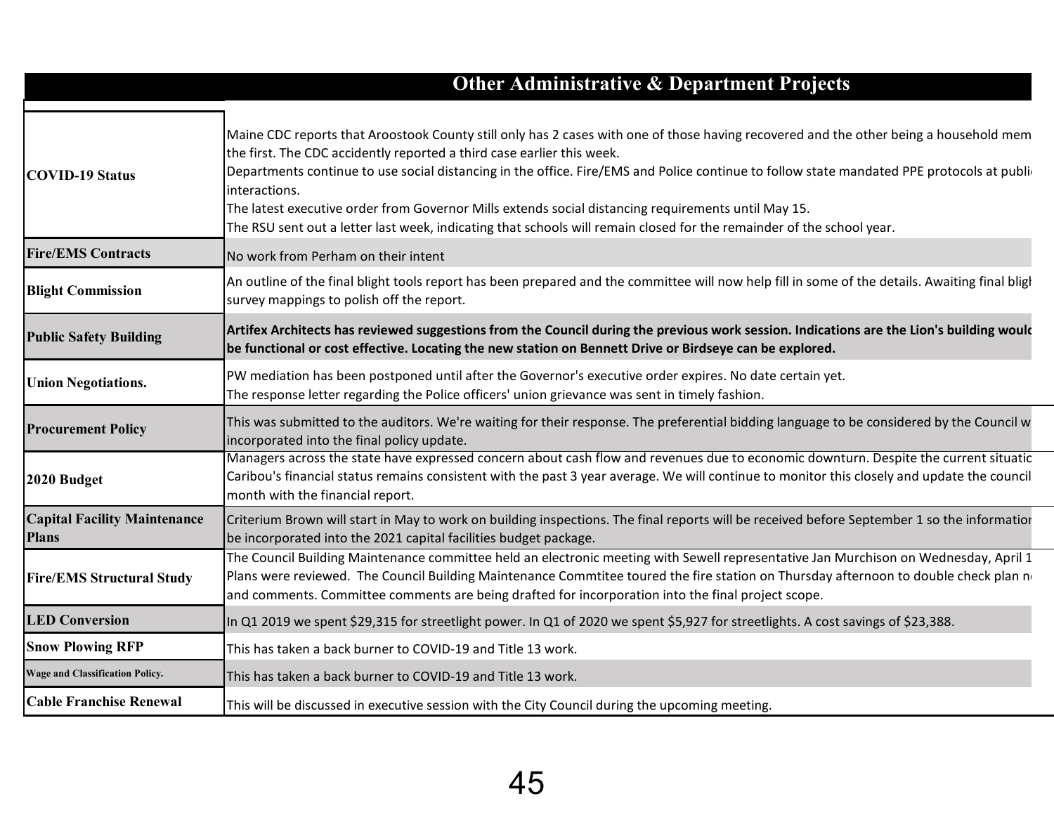## Other Administrative & Department Projects

| | |
|---|---|
| **COVID-19 Status** | Maine CDC reports that Aroostook County still only has 2 cases with one of those having recovered and the other being a household mem the first. The CDC accidently reported a third case earlier this week.<br>Departments continue to use social distancing in the office. Fire/EMS and Police continue to follow state mandated PPE protocols at publi interactions.<br>The latest executive order from Governor Mills extends social distancing requirements until May 15.<br>The RSU sent out a letter last week, indicating that schools will remain closed for the remainder of the school year. |
| **Fire/EMS Contracts** | No work from Perham on their intent |
| **Blight Commission** | An outline of the final blight tools report has been prepared and the committee will now help fill in some of the details. Awaiting final bligh survey mappings to polish off the report. |
| **Public Safety Building** | **Artifex Architects has reviewed suggestions from the Council during the previous work session. Indications are the Lion's building would be functional or cost effective. Locating the new station on Bennett Drive or Birdseye can be explored.** |
| **Union Negotiations.** | PW mediation has been postponed until after the Governor's executive order expires. No date certain yet.<br>The response letter regarding the Police officers' union grievance was sent in timely fashion. |
| **Procurement Policy** | This was submitted to the auditors. We're waiting for their response. The preferential bidding language to be considered by the Council w incorporated into the final policy update. |
| **2020 Budget** | Managers across the state have expressed concern about cash flow and revenues due to economic downturn. Despite the current situatic Caribou's financial status remains consistent with the past 3 year average. We will continue to monitor this closely and update the council month with the financial report. |
| **Capital Facility Maintenance Plans** | Criterium Brown will start in May to work on building inspections. The final reports will be received before September 1 so the informatior be incorporated into the 2021 capital facilities budget package. |
| **Fire/EMS Structural Study** | The Council Building Maintenance committee held an electronic meeting with Sewell representative Jan Murchison on Wednesday, April 1 Plans were reviewed. The Council Building Maintenance Commtitee toured the fire station on Thursday afternoon to double check plan n and comments. Committee comments are being drafted for incorporation into the final project scope. |
| **LED Conversion** | In Q1 2019 we spent $29,315 for streetlight power. In Q1 of 2020 we spent $5,927 for streetlights. A cost savings of $23,388. |
| **Snow Plowing RFP** | This has taken a back burner to COVID-19 and Title 13 work. |
| **Wage and Classification Policy.** | This has taken a back burner to COVID-19 and Title 13 work. |
| **Cable Franchise Renewal** | This will be discussed in executive session with the City Council during the upcoming meeting. |